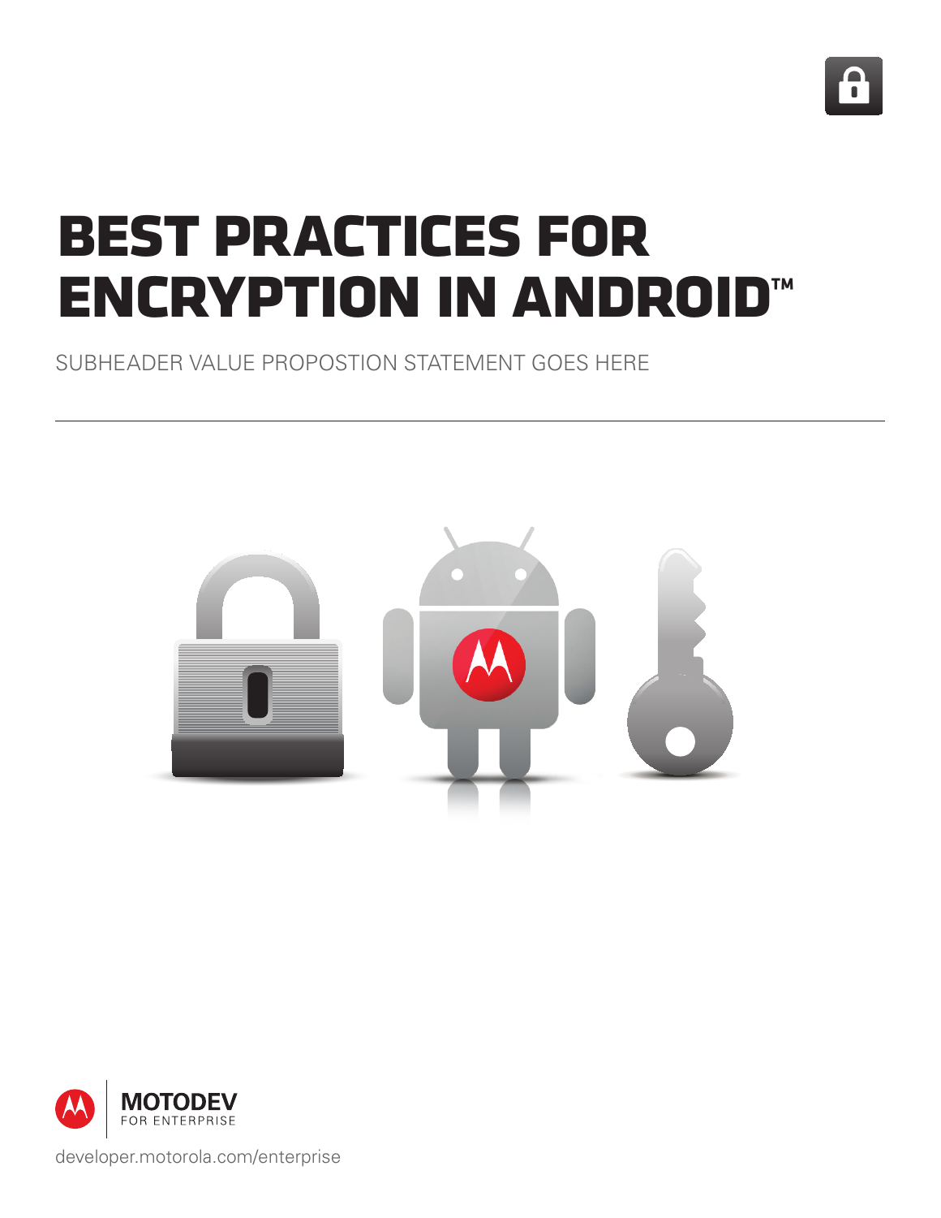# BEST PRACTICES FOR ENCRYPTION IN ANDROID™

SUBHEADER VALUE PROPOSTION STATEMENT GOES HERE

---

MOTODEV
FOR ENTERPRISE

developer.motorola.com/enterprise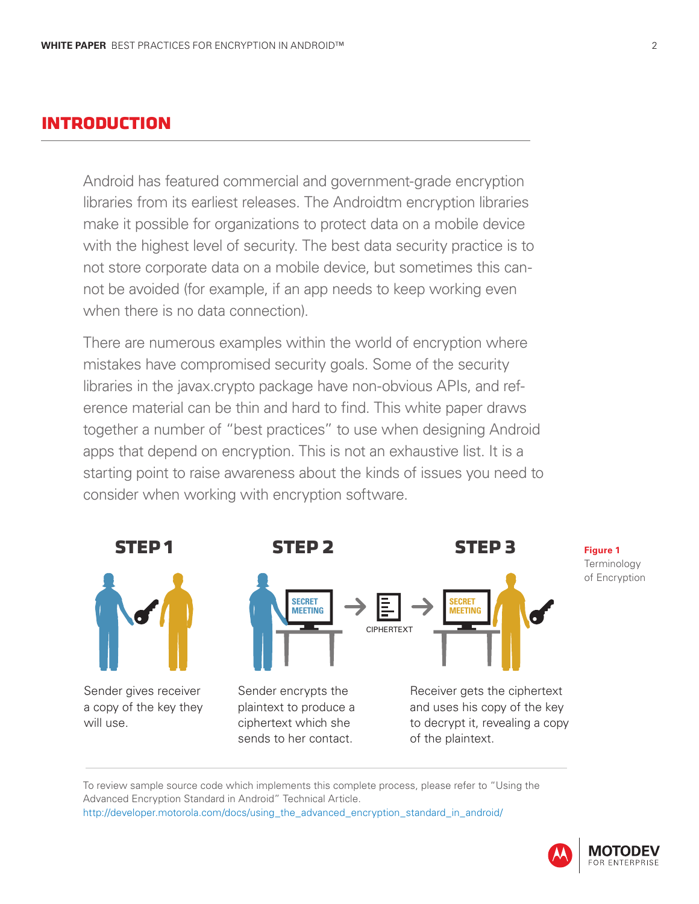## INTRODUCTION

Android has featured commercial and government-grade encryption libraries from its earliest releases. The Androidtm encryption libraries make it possible for organizations to protect data on a mobile device with the highest level of security. The best data security practice is to not store corporate data on a mobile device, but sometimes this cannot be avoided (for example, if an app needs to keep working even when there is no data connection).

There are numerous examples within the world of encryption where mistakes have compromised security goals. Some of the security libraries in the javax.crypto package have non-obvious APIs, and reference material can be thin and hard to find. This white paper draws together a number of "best practices" to use when designing Android apps that depend on encryption. This is not an exhaustive list. It is a starting point to raise awareness about the kinds of issues you need to consider when working with encryption software.

**STEP 1**

Sender gives receiver a copy of the key they will use.

**STEP 2**

SECRET MEETING → CIPHERTEXT →

Sender encrypts the plaintext to produce a ciphertext which she sends to her contact.

**STEP 3**

SECRET MEETING

Receiver gets the ciphertext and uses his copy of the key to decrypt it, revealing a copy of the plaintext.

**Figure 1** Terminology of Encryption

To review sample source code which implements this complete process, please refer to "Using the Advanced Encryption Standard in Android" Technical Article.
http://developer.motorola.com/docs/using_the_advanced_encryption_standard_in_android/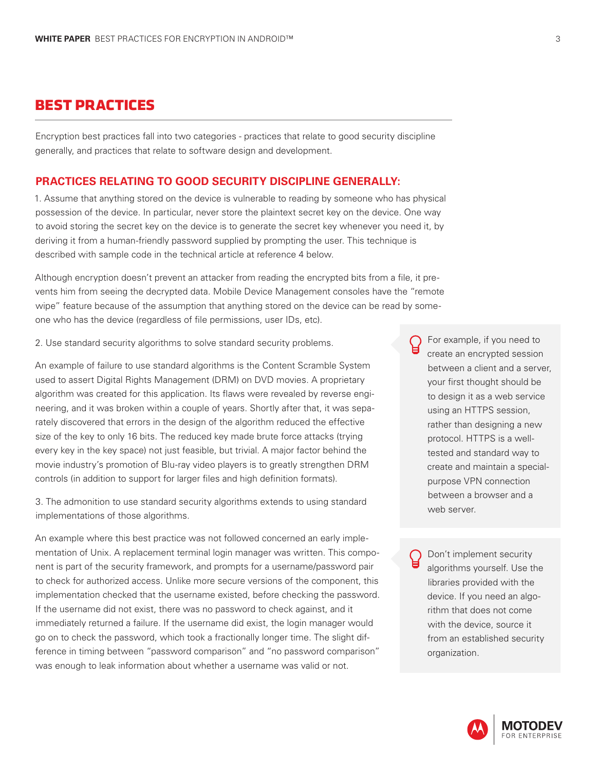# BEST PRACTICES

Encryption best practices fall into two categories - practices that relate to good security discipline generally, and practices that relate to software design and development.

## PRACTICES RELATING TO GOOD SECURITY DISCIPLINE GENERALLY:

1. Assume that anything stored on the device is vulnerable to reading by someone who has physical possession of the device. In particular, never store the plaintext secret key on the device. One way to avoid storing the secret key on the device is to generate the secret key whenever you need it, by deriving it from a human-friendly password supplied by prompting the user. This technique is described with sample code in the technical article at reference 4 below.

Although encryption doesn't prevent an attacker from reading the encrypted bits from a file, it prevents him from seeing the decrypted data. Mobile Device Management consoles have the "remote wipe" feature because of the assumption that anything stored on the device can be read by someone who has the device (regardless of file permissions, user IDs, etc).

2. Use standard security algorithms to solve standard security problems.

An example of failure to use standard algorithms is the Content Scramble System used to assert Digital Rights Management (DRM) on DVD movies. A proprietary algorithm was created for this application. Its flaws were revealed by reverse engineering, and it was broken within a couple of years. Shortly after that, it was separately discovered that errors in the design of the algorithm reduced the effective size of the key to only 16 bits. The reduced key made brute force attacks (trying every key in the key space) not just feasible, but trivial. A major factor behind the movie industry's promotion of Blu-ray video players is to greatly strengthen DRM controls (in addition to support for larger files and high definition formats).

> For example, if you need to create an encrypted session between a client and a server, your first thought should be to design it as a web service using an HTTPS session, rather than designing a new protocol. HTTPS is a well-tested and standard way to create and maintain a special-purpose VPN connection between a browser and a web server.

3. The admonition to use standard security algorithms extends to using standard implementations of those algorithms.

An example where this best practice was not followed concerned an early implementation of Unix. A replacement terminal login manager was written. This component is part of the security framework, and prompts for a username/password pair to check for authorized access. Unlike more secure versions of the component, this implementation checked that the username existed, before checking the password. If the username did not exist, there was no password to check against, and it immediately returned a failure. If the username did exist, the login manager would go on to check the password, which took a fractionally longer time. The slight difference in timing between "password comparison" and "no password comparison" was enough to leak information about whether a username was valid or not.

> Don't implement security algorithms yourself. Use the libraries provided with the device. If you need an algorithm that does not come with the device, source it from an established security organization.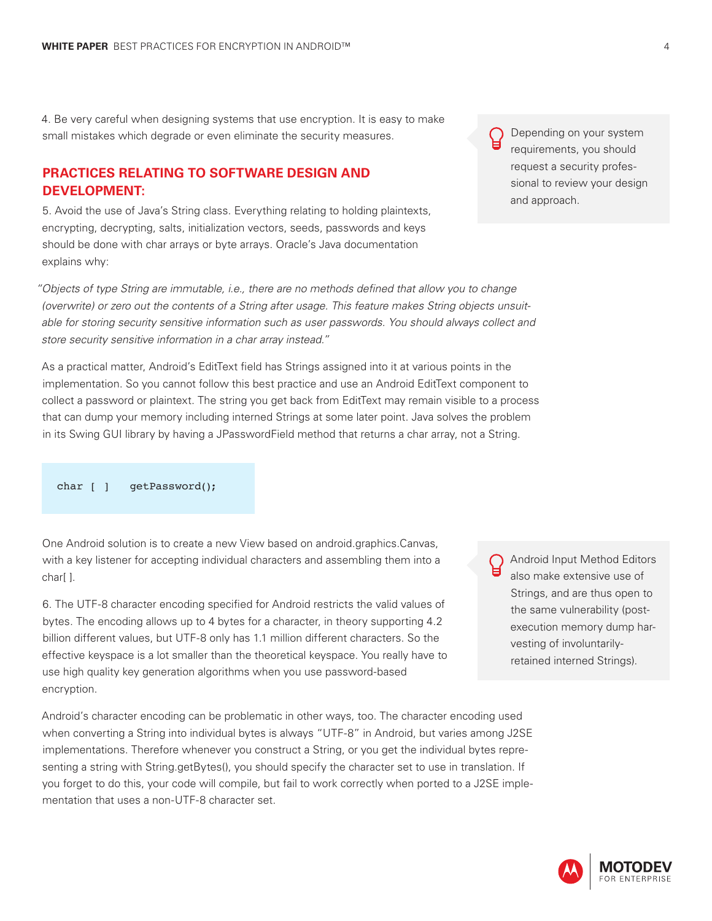4. Be very careful when designing systems that use encryption. It is easy to make small mistakes which degrade or even eliminate the security measures.

> Depending on your system requirements, you should request a security professional to review your design and approach.

## PRACTICES RELATING TO SOFTWARE DESIGN AND DEVELOPMENT:

5. Avoid the use of Java's String class. Everything relating to holding plaintexts, encrypting, decrypting, salts, initialization vectors, seeds, passwords and keys should be done with char arrays or byte arrays. Oracle's Java documentation explains why:

*"Objects of type String are immutable, i.e., there are no methods defined that allow you to change (overwrite) or zero out the contents of a String after usage. This feature makes String objects unsuitable for storing security sensitive information such as user passwords. You should always collect and store security sensitive information in a char array instead."*

As a practical matter, Android's EditText field has Strings assigned into it at various points in the implementation. So you cannot follow this best practice and use an Android EditText component to collect a password or plaintext. The string you get back from EditText may remain visible to a process that can dump your memory including interned Strings at some later point. Java solves the problem in its Swing GUI library by having a JPasswordField method that returns a char array, not a String.

```
char [ ]   getPassword();
```

One Android solution is to create a new View based on android.graphics.Canvas, with a key listener for accepting individual characters and assembling them into a char[ ].

> Android Input Method Editors also make extensive use of Strings, and are thus open to the same vulnerability (post-execution memory dump harvesting of involuntarily-retained interned Strings).

6. The UTF-8 character encoding specified for Android restricts the valid values of bytes. The encoding allows up to 4 bytes for a character, in theory supporting 4.2 billion different values, but UTF-8 only has 1.1 million different characters. So the effective keyspace is a lot smaller than the theoretical keyspace. You really have to use high quality key generation algorithms when you use password-based encryption.

Android's character encoding can be problematic in other ways, too. The character encoding used when converting a String into individual bytes is always "UTF-8" in Android, but varies among J2SE implementations. Therefore whenever you construct a String, or you get the individual bytes representing a string with String.getBytes(), you should specify the character set to use in translation. If you forget to do this, your code will compile, but fail to work correctly when ported to a J2SE implementation that uses a non-UTF-8 character set.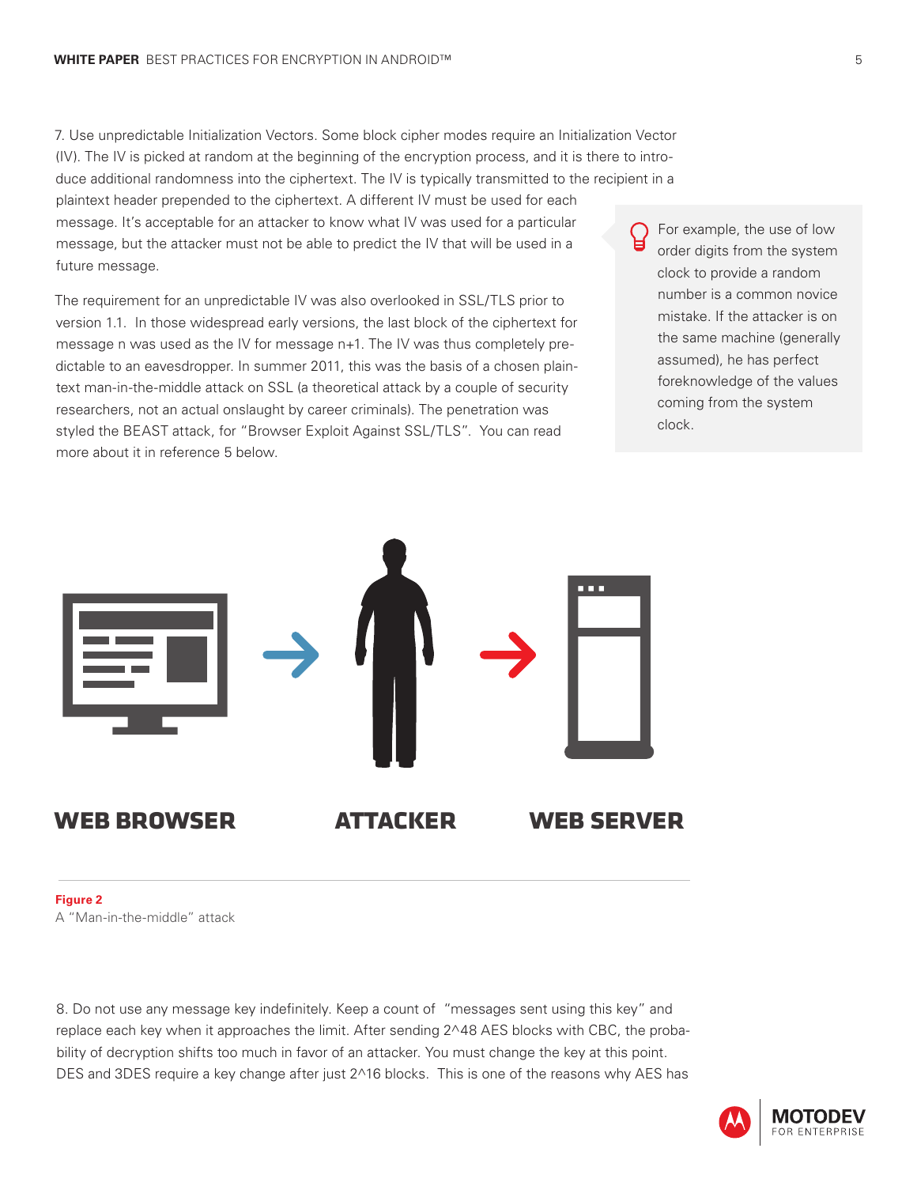7. Use unpredictable Initialization Vectors. Some block cipher modes require an Initialization Vector (IV). The IV is picked at random at the beginning of the encryption process, and it is there to introduce additional randomness into the ciphertext. The IV is typically transmitted to the recipient in a plaintext header prepended to the ciphertext. A different IV must be used for each message. It's acceptable for an attacker to know what IV was used for a particular message, but the attacker must not be able to predict the IV that will be used in a future message.

> For example, the use of low order digits from the system clock to provide a random number is a common novice mistake. If the attacker is on the same machine (generally assumed), he has perfect foreknowledge of the values coming from the system clock.

The requirement for an unpredictable IV was also overlooked in SSL/TLS prior to version 1.1. In those widespread early versions, the last block of the ciphertext for message n was used as the IV for message n+1. The IV was thus completely predictable to an eavesdropper. In summer 2011, this was the basis of a chosen plaintext man-in-the-middle attack on SSL (a theoretical attack by a couple of security researchers, not an actual onslaught by career criminals). The penetration was styled the BEAST attack, for "Browser Exploit Against SSL/TLS". You can read more about it in reference 5 below.

**WEB BROWSER** → **ATTACKER** → **WEB SERVER**

**Figure 2**
A "Man-in-the-middle" attack

8. Do not use any message key indefinitely. Keep a count of "messages sent using this key" and replace each key when it approaches the limit. After sending 2^48 AES blocks with CBC, the probability of decryption shifts too much in favor of an attacker. You must change the key at this point. DES and 3DES require a key change after just 2^16 blocks. This is one of the reasons why AES has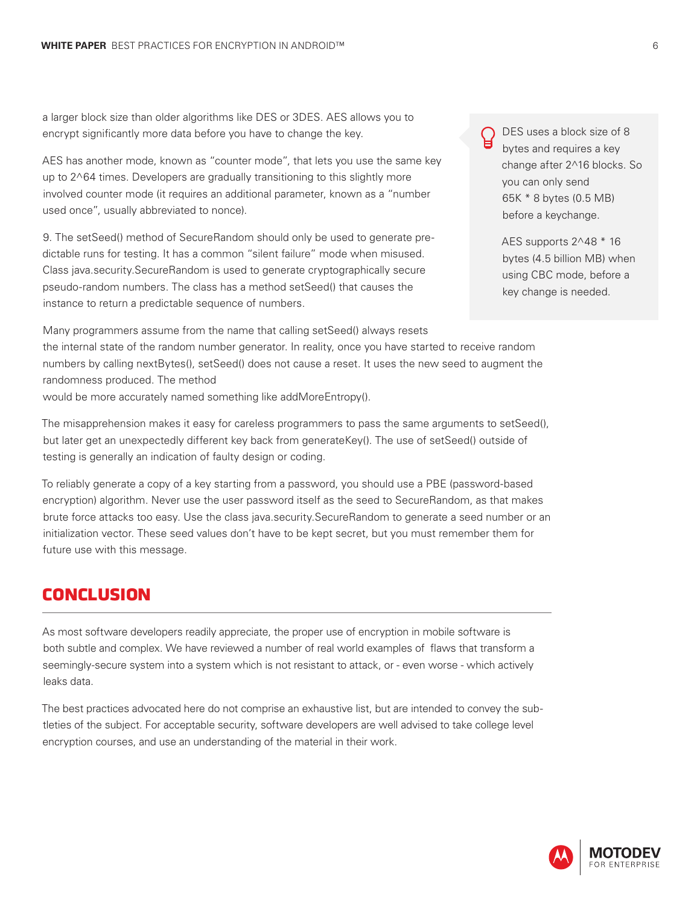a larger block size than older algorithms like DES or 3DES. AES allows you to encrypt significantly more data before you have to change the key.

AES has another mode, known as "counter mode", that lets you use the same key up to 2^64 times. Developers are gradually transitioning to this slightly more involved counter mode (it requires an additional parameter, known as a "number used once", usually abbreviated to nonce).

> DES uses a block size of 8 bytes and requires a key change after 2^16 blocks. So you can only send 65K * 8 bytes (0.5 MB) before a keychange.
>
> AES supports 2^48 * 16 bytes (4.5 billion MB) when using CBC mode, before a key change is needed.

9. The setSeed() method of SecureRandom should only be used to generate predictable runs for testing. It has a common "silent failure" mode when misused. Class java.security.SecureRandom is used to generate cryptographically secure pseudo-random numbers. The class has a method setSeed() that causes the instance to return a predictable sequence of numbers.

Many programmers assume from the name that calling setSeed() always resets the internal state of the random number generator. In reality, once you have started to receive random numbers by calling nextBytes(), setSeed() does not cause a reset. It uses the new seed to augment the randomness produced. The method would be more accurately named something like addMoreEntropy().

The misapprehension makes it easy for careless programmers to pass the same arguments to setSeed(), but later get an unexpectedly different key back from generateKey(). The use of setSeed() outside of testing is generally an indication of faulty design or coding.

To reliably generate a copy of a key starting from a password, you should use a PBE (password-based encryption) algorithm. Never use the user password itself as the seed to SecureRandom, as that makes brute force attacks too easy. Use the class java.security.SecureRandom to generate a seed number or an initialization vector. These seed values don't have to be kept secret, but you must remember them for future use with this message.

## CONCLUSION

As most software developers readily appreciate, the proper use of encryption in mobile software is both subtle and complex. We have reviewed a number of real world examples of flaws that transform a seemingly-secure system into a system which is not resistant to attack, or - even worse - which actively leaks data.

The best practices advocated here do not comprise an exhaustive list, but are intended to convey the subtleties of the subject. For acceptable security, software developers are well advised to take college level encryption courses, and use an understanding of the material in their work.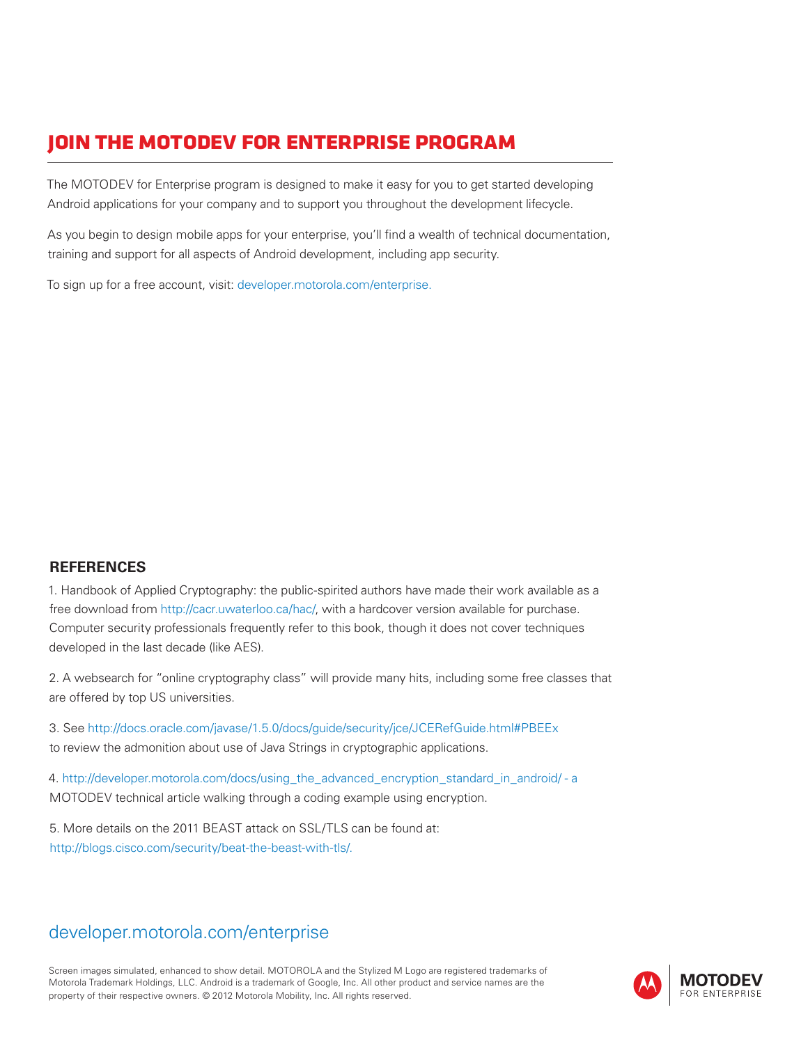## JOIN THE MOTODEV FOR ENTERPRISE PROGRAM

The MOTODEV for Enterprise program is designed to make it easy for you to get started developing Android applications for your company and to support you throughout the development lifecycle.

As you begin to design mobile apps for your enterprise, you'll find a wealth of technical documentation, training and support for all aspects of Android development, including app security.

To sign up for a free account, visit: developer.motorola.com/enterprise.

### REFERENCES

1. Handbook of Applied Cryptography: the public-spirited authors have made their work available as a free download from http://cacr.uwaterloo.ca/hac/, with a hardcover version available for purchase. Computer security professionals frequently refer to this book, though it does not cover techniques developed in the last decade (like AES).

2. A websearch for "online cryptography class" will provide many hits, including some free classes that are offered by top US universities.

3. See http://docs.oracle.com/javase/1.5.0/docs/guide/security/jce/JCERefGuide.html#PBEEx to review the admonition about use of Java Strings in cryptographic applications.

4. http://developer.motorola.com/docs/using_the_advanced_encryption_standard_in_android/ - a MOTODEV technical article walking through a coding example using encryption.

5. More details on the 2011 BEAST attack on SSL/TLS can be found at: http://blogs.cisco.com/security/beat-the-beast-with-tls/.

developer.motorola.com/enterprise

Screen images simulated, enhanced to show detail. MOTOROLA and the Stylized M Logo are registered trademarks of Motorola Trademark Holdings, LLC. Android is a trademark of Google, Inc. All other product and service names are the property of their respective owners. © 2012 Motorola Mobility, Inc. All rights reserved.

MOTODEV FOR ENTERPRISE